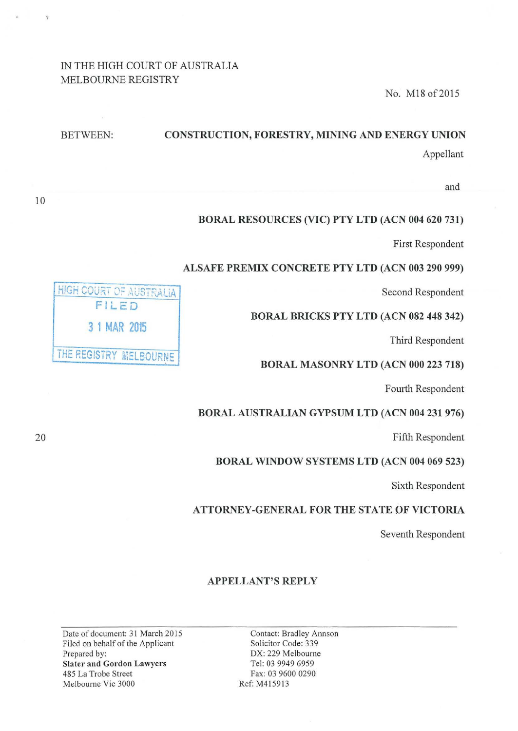IN THE HIGH COURT OF AUSTRALIA
MELBOURNE REGISTRY

No. M18 of 2015

BETWEEN: **CONSTRUCTION, FORESTRY, MINING AND ENERGY UNION**

Appellant

and

**BORAL RESOURCES (VIC) PTY LTD (ACN 004 620 731)**

First Respondent

**ALSAFE PREMIX CONCRETE PTY LTD (ACN 003 290 999)**

Second Respondent

**BORAL BRICKS PTY LTD (ACN 082 448 342)**

Third Respondent

**BORAL MASONRY LTD (ACN 000 223 718)**

Fourth Respondent

**BORAL AUSTRALIAN GYPSUM LTD (ACN 004 231 976)**

Fifth Respondent

**BORAL WINDOW SYSTEMS LTD (ACN 004 069 523)**

Sixth Respondent

**ATTORNEY-GENERAL FOR THE STATE OF VICTORIA**

Seventh Respondent

HIGH COURT OF AUSTRALIA
FILED
31 MAR 2015
THE REGISTRY MELBOURNE

## APPELLANT'S REPLY

Date of document: 31 March 2015
Filed on behalf of the Applicant
Prepared by:
**Slater and Gordon Lawyers**
485 La Trobe Street
Melbourne Vic 3000

Contact: Bradley Annson
Solicitor Code: 339
DX: 229 Melbourne
Tel: 03 9949 6959
Fax: 03 9600 0290
Ref: M415913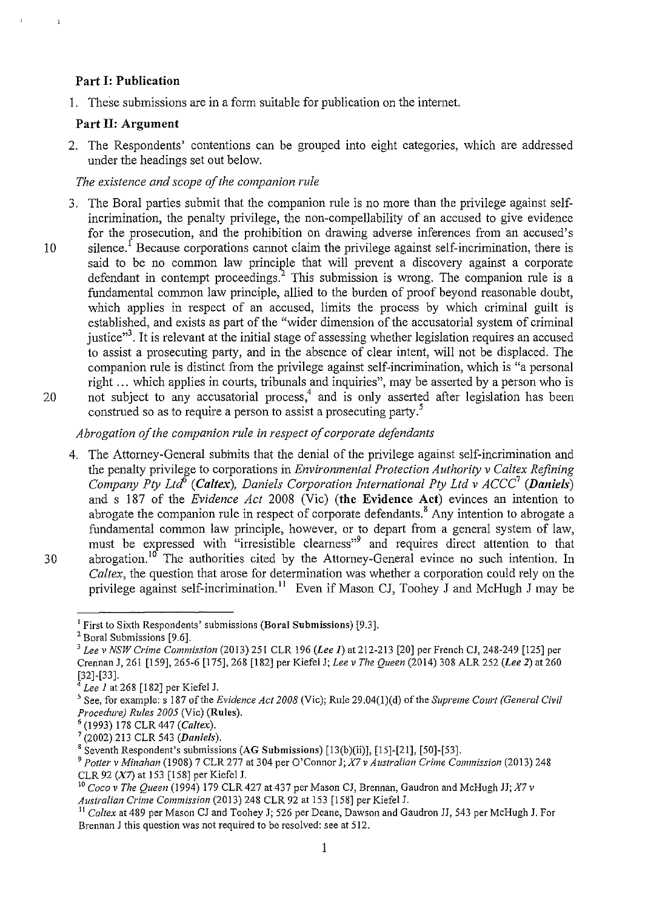**Part I: Publication**

1. These submissions are in a form suitable for publication on the internet.

**Part II: Argument**

2. The Respondents' contentions can be grouped into eight categories, which are addressed under the headings set out below.

*The existence and scope of the companion rule*

3. The Boral parties submit that the companion rule is no more than the privilege against self-incrimination, the penalty privilege, the non-compellability of an accused to give evidence for the prosecution, and the prohibition on drawing adverse inferences from an accused's silence.[1] Because corporations cannot claim the privilege against self-incrimination, there is said to be no common law principle that will prevent a discovery against a corporate defendant in contempt proceedings.[2] This submission is wrong. The companion rule is a fundamental common law principle, allied to the burden of proof beyond reasonable doubt, which applies in respect of an accused, limits the process by which criminal guilt is established, and exists as part of the "wider dimension of the accusatorial system of criminal justice"[3]. It is relevant at the initial stage of assessing whether legislation requires an accused to assist a prosecuting party, and in the absence of clear intent, will not be displaced. The companion rule is distinct from the privilege against self-incrimination, which is "a personal right ... which applies in courts, tribunals and inquiries", may be asserted by a person who is not subject to any accusatorial process,[4] and is only asserted after legislation has been construed so as to require a person to assist a prosecuting party.[5]

*Abrogation of the companion rule in respect of corporate defendants*

4. The Attorney-General submits that the denial of the privilege against self-incrimination and the penalty privilege to corporations in *Environmental Protection Authority v Caltex Refining Company Pty Ltd*[6] (***Caltex***), *Daniels Corporation International Pty Ltd v ACCC*[7] (***Daniels***) and s 187 of the *Evidence Act* 2008 (Vic) (**the Evidence Act**) evinces an intention to abrogate the companion rule in respect of corporate defendants.[8] Any intention to abrogate a fundamental common law principle, however, or to depart from a general system of law, must be expressed with "irresistible clearness"[9] and requires direct attention to that abrogation.[10] The authorities cited by the Attorney-General evince no such intention. In *Caltex*, the question that arose for determination was whether a corporation could rely on the privilege against self-incrimination.[11] Even if Mason CJ, Toohey J and McHugh J may be

---

[1] First to Sixth Respondents' submissions (**Boral Submissions**) [9.3].

[2] Boral Submissions [9.6].

[3] *Lee v NSW Crime Commission* (2013) 251 CLR 196 (*Lee 1*) at 212-213 [20] per French CJ, 248-249 [125] per Crennan J, 261 [159], 265-6 [175], 268 [182] per Kiefel J; *Lee v The Queen* (2014) 308 ALR 252 (*Lee 2*) at 260 [32]-[33].

[4] *Lee 1* at 268 [182] per Kiefel J.

[5] See, for example: s 187 of the *Evidence Act 2008* (Vic); Rule 29.04(1)(d) of the *Supreme Court (General Civil Procedure) Rules 2005* (Vic) (**Rules**).

[6] (1993) 178 CLR 447 (*Caltex*).

[7] (2002) 213 CLR 543 (*Daniels*).

[8] Seventh Respondent's submissions (**AG Submissions**) [13(b)(ii)], [15]-[21], [50]-[53].

[9] *Potter v Minahan* (1908) 7 CLR 277 at 304 per O'Connor J; *X7 v Australian Crime Commission* (2013) 248 CLR 92 (*X7*) at 153 [158] per Kiefel J.

[10] *Coco v The Queen* (1994) 179 CLR 427 at 437 per Mason CJ, Brennan, Gaudron and McHugh JJ; *X7 v Australian Crime Commission* (2013) 248 CLR 92 at 153 [158] per Kiefel J.

[11] *Caltex* at 489 per Mason CJ and Toohey J; 526 per Deane, Dawson and Gaudron JJ, 543 per McHugh J. For Brennan J this question was not required to be resolved: see at 512.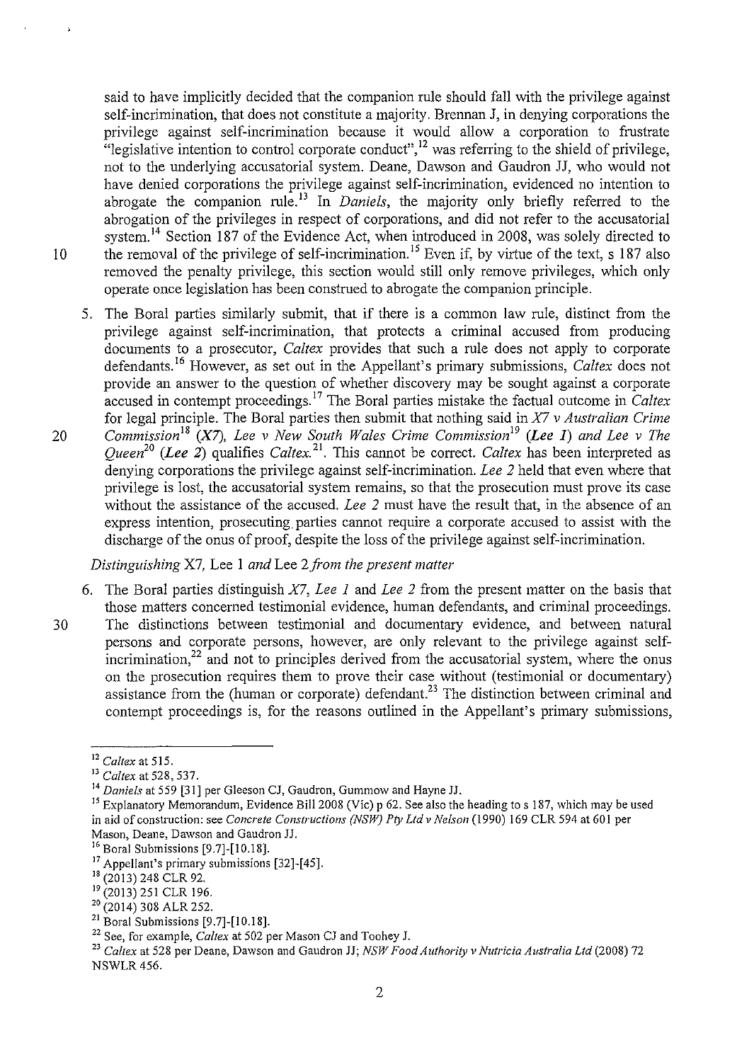said to have implicitly decided that the companion rule should fall with the privilege against self-incrimination, that does not constitute a majority. Brennan J, in denying corporations the privilege against self-incrimination because it would allow a corporation to frustrate "legislative intention to control corporate conduct",[12] was referring to the shield of privilege, not to the underlying accusatorial system. Deane, Dawson and Gaudron JJ, who would not have denied corporations the privilege against self-incrimination, evidenced no intention to abrogate the companion rule.[13] In *Daniels*, the majority only briefly referred to the abrogation of the privileges in respect of corporations, and did not refer to the accusatorial system.[14] Section 187 of the Evidence Act, when introduced in 2008, was solely directed to the removal of the privilege of self-incrimination.[15] Even if, by virtue of the text, s 187 also removed the penalty privilege, this section would still only remove privileges, which only operate once legislation has been construed to abrogate the companion principle.

5. The Boral parties similarly submit, that if there is a common law rule, distinct from the privilege against self-incrimination, that protects a criminal accused from producing documents to a prosecutor, *Caltex* provides that such a rule does not apply to corporate defendants.[16] However, as set out in the Appellant's primary submissions, *Caltex* does not provide an answer to the question of whether discovery may be sought against a corporate accused in contempt proceedings.[17] The Boral parties mistake the factual outcome in *Caltex* for legal principle. The Boral parties then submit that nothing said in *X7 v Australian Crime Commission*[18] (*X7*), *Lee v New South Wales Crime Commission*[19] (*Lee 1*) and *Lee v The Queen*[20] (*Lee 2*) qualifies *Caltex*.[21] This cannot be correct. *Caltex* has been interpreted as denying corporations the privilege against self-incrimination. *Lee 2* held that even where that privilege is lost, the accusatorial system remains, so that the prosecution must prove its case without the assistance of the accused. *Lee 2* must have the result that, in the absence of an express intention, prosecuting parties cannot require a corporate accused to assist with the discharge of the onus of proof, despite the loss of the privilege against self-incrimination.

*Distinguishing X7, Lee 1 and Lee 2 from the present matter*

6. The Boral parties distinguish *X7*, *Lee 1* and *Lee 2* from the present matter on the basis that those matters concerned testimonial evidence, human defendants, and criminal proceedings. The distinctions between testimonial and documentary evidence, and between natural persons and corporate persons, however, are only relevant to the privilege against self-incrimination,[22] and not to principles derived from the accusatorial system, where the onus on the prosecution requires them to prove their case without (testimonial or documentary) assistance from the (human or corporate) defendant.[23] The distinction between criminal and contempt proceedings is, for the reasons outlined in the Appellant's primary submissions,

---

[12] *Caltex* at 515.

[13] *Caltex* at 528, 537.

[14] *Daniels* at 559 [31] per Gleeson CJ, Gaudron, Gummow and Hayne JJ.

[15] Explanatory Memorandum, Evidence Bill 2008 (Vic) p 62. See also the heading to s 187, which may be used in aid of construction: see *Concrete Constructions (NSW) Pty Ltd v Nelson* (1990) 169 CLR 594 at 601 per Mason, Deane, Dawson and Gaudron JJ.

[16] Boral Submissions [9.7]-[10.18].

[17] Appellant's primary submissions [32]-[45].

[18] (2013) 248 CLR 92.

[19] (2013) 251 CLR 196.

[20] (2014) 308 ALR 252.

[21] Boral Submissions [9.7]-[10.18].

[22] See, for example, *Caltex* at 502 per Mason CJ and Toohey J.

[23] *Caltex* at 528 per Deane, Dawson and Gaudron JJ; *NSW Food Authority v Nutricia Australia Ltd* (2008) 72 NSWLR 456.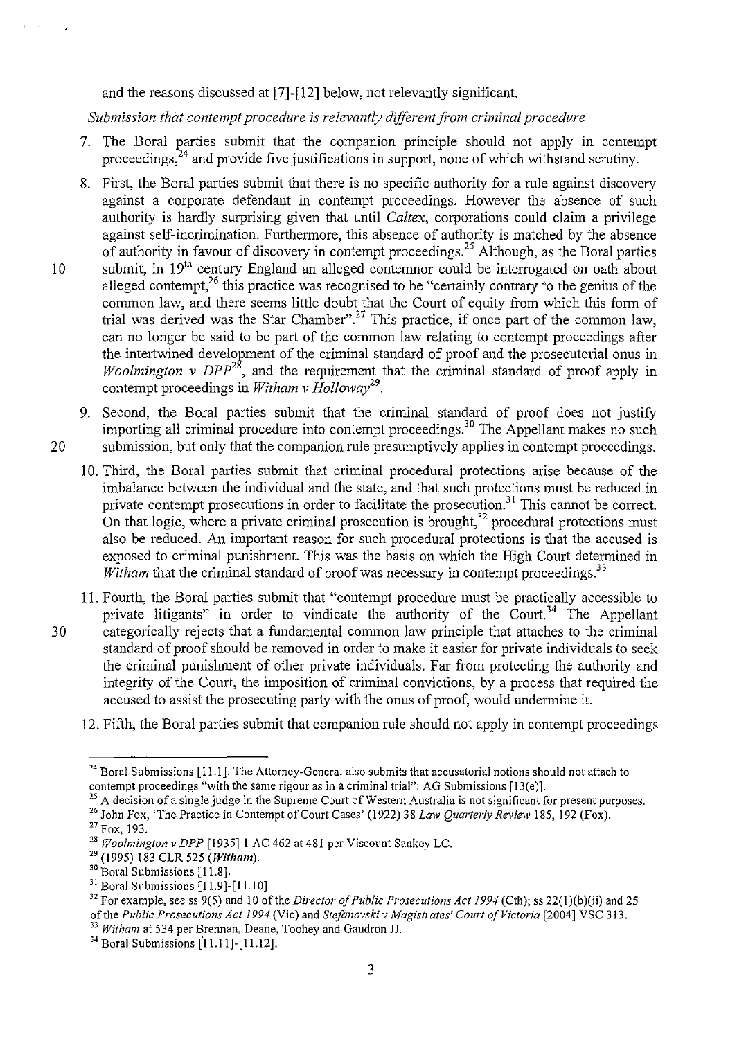and the reasons discussed at [7]-[12] below, not relevantly significant.

*Submission that contempt procedure is relevantly different from criminal procedure*

7. The Boral parties submit that the companion principle should not apply in contempt proceedings,[24] and provide five justifications in support, none of which withstand scrutiny.

8. First, the Boral parties submit that there is no specific authority for a rule against discovery against a corporate defendant in contempt proceedings. However the absence of such authority is hardly surprising given that until *Caltex*, corporations could claim a privilege against self-incrimination. Furthermore, this absence of authority is matched by the absence of authority in favour of discovery in contempt proceedings.[25] Although, as the Boral parties submit, in 19[th] century England an alleged contemnor could be interrogated on oath about alleged contempt,[26] this practice was recognised to be "certainly contrary to the genius of the common law, and there seems little doubt that the Court of equity from which this form of trial was derived was the Star Chamber".[27] This practice, if once part of the common law, can no longer be said to be part of the common law relating to contempt proceedings after the intertwined development of the criminal standard of proof and the prosecutorial onus in *Woolmington v DPP*[28], and the requirement that the criminal standard of proof apply in contempt proceedings in *Witham v Holloway*[29].

9. Second, the Boral parties submit that the criminal standard of proof does not justify importing all criminal procedure into contempt proceedings.[30] The Appellant makes no such submission, but only that the companion rule presumptively applies in contempt proceedings.

10. Third, the Boral parties submit that criminal procedural protections arise because of the imbalance between the individual and the state, and that such protections must be reduced in private contempt prosecutions in order to facilitate the prosecution.[31] This cannot be correct. On that logic, where a private criminal prosecution is brought,[32] procedural protections must also be reduced. An important reason for such procedural protections is that the accused is exposed to criminal punishment. This was the basis on which the High Court determined in *Witham* that the criminal standard of proof was necessary in contempt proceedings.[33]

11. Fourth, the Boral parties submit that "contempt procedure must be practically accessible to private litigants" in order to vindicate the authority of the Court.[34] The Appellant categorically rejects that a fundamental common law principle that attaches to the criminal standard of proof should be removed in order to make it easier for private individuals to seek the criminal punishment of other private individuals. Far from protecting the authority and integrity of the Court, the imposition of criminal convictions, by a process that required the accused to assist the prosecuting party with the onus of proof, would undermine it.

12. Fifth, the Boral parties submit that companion rule should not apply in contempt proceedings

---

[24] Boral Submissions [11.1]. The Attorney-General also submits that accusatorial notions should not attach to contempt proceedings "with the same rigour as in a criminal trial": AG Submissions [13(e)].

[25] A decision of a single judge in the Supreme Court of Western Australia is not significant for present purposes.

[26] John Fox, 'The Practice in Contempt of Court Cases' (1922) 38 *Law Quarterly Review* 185, 192 (**Fox**).

[27] Fox, 193.

[28] *Woolmington v DPP* [1935] 1 AC 462 at 481 per Viscount Sankey LC.

[29] (1995) 183 CLR 525 (***Witham***).

[30] Boral Submissions [11.8].

[31] Boral Submissions [11.9]-[11.10]

[32] For example, see ss 9(5) and 10 of the *Director of Public Prosecutions Act 1994* (Cth); ss 22(1)(b)(ii) and 25 of the *Public Prosecutions Act 1994* (Vic) and *Stefanovski v Magistrates' Court of Victoria* [2004] VSC 313.

[33] *Witham* at 534 per Brennan, Deane, Toohey and Gaudron JJ.

[34] Boral Submissions [11.11]-[11.12].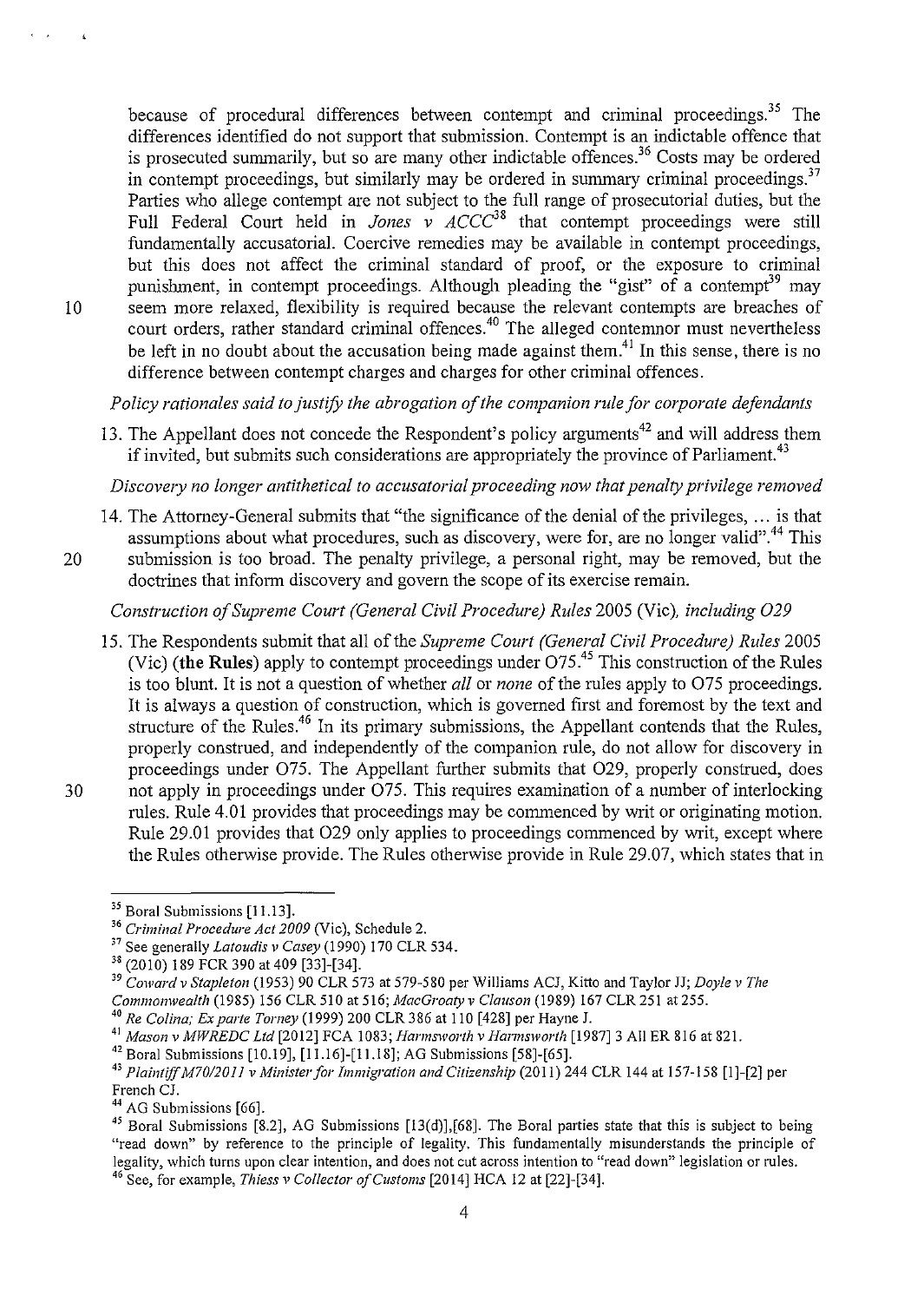because of procedural differences between contempt and criminal proceedings.[35] The differences identified do not support that submission. Contempt is an indictable offence that is prosecuted summarily, but so are many other indictable offences.[36] Costs may be ordered in contempt proceedings, but similarly may be ordered in summary criminal proceedings.[37] Parties who allege contempt are not subject to the full range of prosecutorial duties, but the Full Federal Court held in *Jones v ACCC*[38] that contempt proceedings were still fundamentally accusatorial. Coercive remedies may be available in contempt proceedings, but this does not affect the criminal standard of proof, or the exposure to criminal punishment, in contempt proceedings. Although pleading the "gist" of a contempt[39] may seem more relaxed, flexibility is required because the relevant contempts are breaches of court orders, rather standard criminal offences.[40] The alleged contemnor must nevertheless be left in no doubt about the accusation being made against them.[41] In this sense, there is no difference between contempt charges and charges for other criminal offences.

*Policy rationales said to justify the abrogation of the companion rule for corporate defendants*

13. The Appellant does not concede the Respondent's policy arguments[42] and will address them if invited, but submits such considerations are appropriately the province of Parliament.[43]

*Discovery no longer antithetical to accusatorial proceeding now that penalty privilege removed*

14. The Attorney-General submits that "the significance of the denial of the privileges, ... is that assumptions about what procedures, such as discovery, were for, are no longer valid".[44] This submission is too broad. The penalty privilege, a personal right, may be removed, but the doctrines that inform discovery and govern the scope of its exercise remain.

*Construction of Supreme Court (General Civil Procedure) Rules 2005 (Vic), including O29*

15. The Respondents submit that all of the *Supreme Court (General Civil Procedure) Rules* 2005 (Vic) (**the Rules**) apply to contempt proceedings under O75.[45] This construction of the Rules is too blunt. It is not a question of whether *all* or *none* of the rules apply to O75 proceedings. It is always a question of construction, which is governed first and foremost by the text and structure of the Rules.[46] In its primary submissions, the Appellant contends that the Rules, properly construed, and independently of the companion rule, do not allow for discovery in proceedings under O75. The Appellant further submits that O29, properly construed, does not apply in proceedings under O75. This requires examination of a number of interlocking rules. Rule 4.01 provides that proceedings may be commenced by writ or originating motion. Rule 29.01 provides that O29 only applies to proceedings commenced by writ, except where the Rules otherwise provide. The Rules otherwise provide in Rule 29.07, which states that in

---

[35] Boral Submissions [11.13].

[36] *Criminal Procedure Act 2009* (Vic), Schedule 2.

[37] See generally *Latoudis v Casey* (1990) 170 CLR 534.

[38] (2010) 189 FCR 390 at 409 [33]-[34].

[39] *Coward v Stapleton* (1953) 90 CLR 573 at 579-580 per Williams ACJ, Kitto and Taylor JJ; *Doyle v The Commonwealth* (1985) 156 CLR 510 at 516; *MacGroaty v Clauson* (1989) 167 CLR 251 at 255.

[40] *Re Colina; Ex parte Torney* (1999) 200 CLR 386 at 110 [428] per Hayne J.

[41] *Mason v MWREDC Ltd* [2012] FCA 1083; *Harmsworth v Harmsworth* [1987] 3 All ER 816 at 821.

[42] Boral Submissions [10.19], [11.16]-[11.18]; AG Submissions [58]-[65].

[43] *Plaintiff M70/2011 v Minister for Immigration and Citizenship* (2011) 244 CLR 144 at 157-158 [1]-[2] per French CJ.

[44] AG Submissions [66].

[45] Boral Submissions [8.2], AG Submissions [13(d)],[68]. The Boral parties state that this is subject to being "read down" by reference to the principle of legality. This fundamentally misunderstands the principle of legality, which turns upon clear intention, and does not cut across intention to "read down" legislation or rules.

[46] See, for example, *Thiess v Collector of Customs* [2014] HCA 12 at [22]-[34].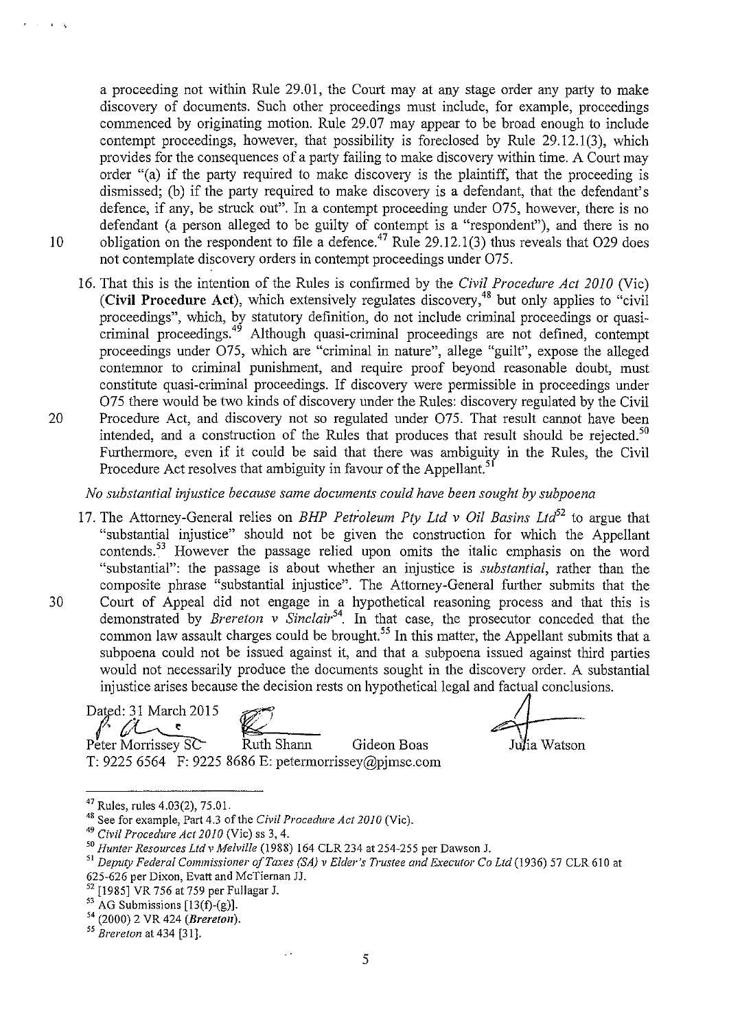a proceeding not within Rule 29.01, the Court may at any stage order any party to make discovery of documents. Such other proceedings must include, for example, proceedings commenced by originating motion. Rule 29.07 may appear to be broad enough to include contempt proceedings, however, that possibility is foreclosed by Rule 29.12.1(3), which provides for the consequences of a party failing to make discovery within time. A Court may order "(a) if the party required to make discovery is the plaintiff, that the proceeding is dismissed; (b) if the party required to make discovery is a defendant, that the defendant's defence, if any, be struck out". In a contempt proceeding under O75, however, there is no defendant (a person alleged to be guilty of contempt is a "respondent"), and there is no obligation on the respondent to file a defence.[47] Rule 29.12.1(3) thus reveals that O29 does not contemplate discovery orders in contempt proceedings under O75.

16. That this is the intention of the Rules is confirmed by the *Civil Procedure Act 2010* (Vic) (**Civil Procedure Act**), which extensively regulates discovery,[48] but only applies to "civil proceedings", which, by statutory definition, do not include criminal proceedings or quasi-criminal proceedings.[49] Although quasi-criminal proceedings are not defined, contempt proceedings under O75, which are "criminal in nature", allege "guilt", expose the alleged contemnor to criminal punishment, and require proof beyond reasonable doubt, must constitute quasi-criminal proceedings. If discovery were permissible in proceedings under O75 there would be two kinds of discovery under the Rules: discovery regulated by the Civil Procedure Act, and discovery not so regulated under O75. That result cannot have been intended, and a construction of the Rules that produces that result should be rejected.[50] Furthermore, even if it could be said that there was ambiguity in the Rules, the Civil Procedure Act resolves that ambiguity in favour of the Appellant.[51]

*No substantial injustice because same documents could have been sought by subpoena*

17. The Attorney-General relies on *BHP Petroleum Pty Ltd v Oil Basins Ltd*[52] to argue that "substantial injustice" should not be given the construction for which the Appellant contends.[53] However the passage relied upon omits the italic emphasis on the word "substantial": the passage is about whether an injustice is *substantial*, rather than the composite phrase "substantial injustice". The Attorney-General further submits that the Court of Appeal did not engage in a hypothetical reasoning process and that this is demonstrated by *Brereton v Sinclair*[54]. In that case, the prosecutor conceded that the common law assault charges could be brought.[55] In this matter, the Appellant submits that a subpoena could not be issued against it, and that a subpoena issued against third parties would not necessarily produce the documents sought in the discovery order. A substantial injustice arises because the decision rests on hypothetical legal and factual conclusions.

Dated: 31 March 2015

Peter Morrissey SC    Ruth Shann    Gideon Boas    Julia Watson

T: 9225 6564  F: 9225 8686 E: petermorrissey@pjmsc.com

---

[47] Rules, rules 4.03(2), 75.01.

[48] See for example, Part 4.3 of the *Civil Procedure Act 2010* (Vic).

[49] *Civil Procedure Act 2010* (Vic) ss 3, 4.

[50] *Hunter Resources Ltd v Melville* (1988) 164 CLR 234 at 254-255 per Dawson J.

[51] *Deputy Federal Commissioner of Taxes (SA) v Elder's Trustee and Executor Co Ltd* (1936) 57 CLR 610 at 625-626 per Dixon, Evatt and McTiernan JJ.

[52] [1985] VR 756 at 759 per Fullagar J.

[53] AG Submissions [13(f)-(g)].

[54] (2000) 2 VR 424 (***Brereton***).

[55] *Brereton* at 434 [31].